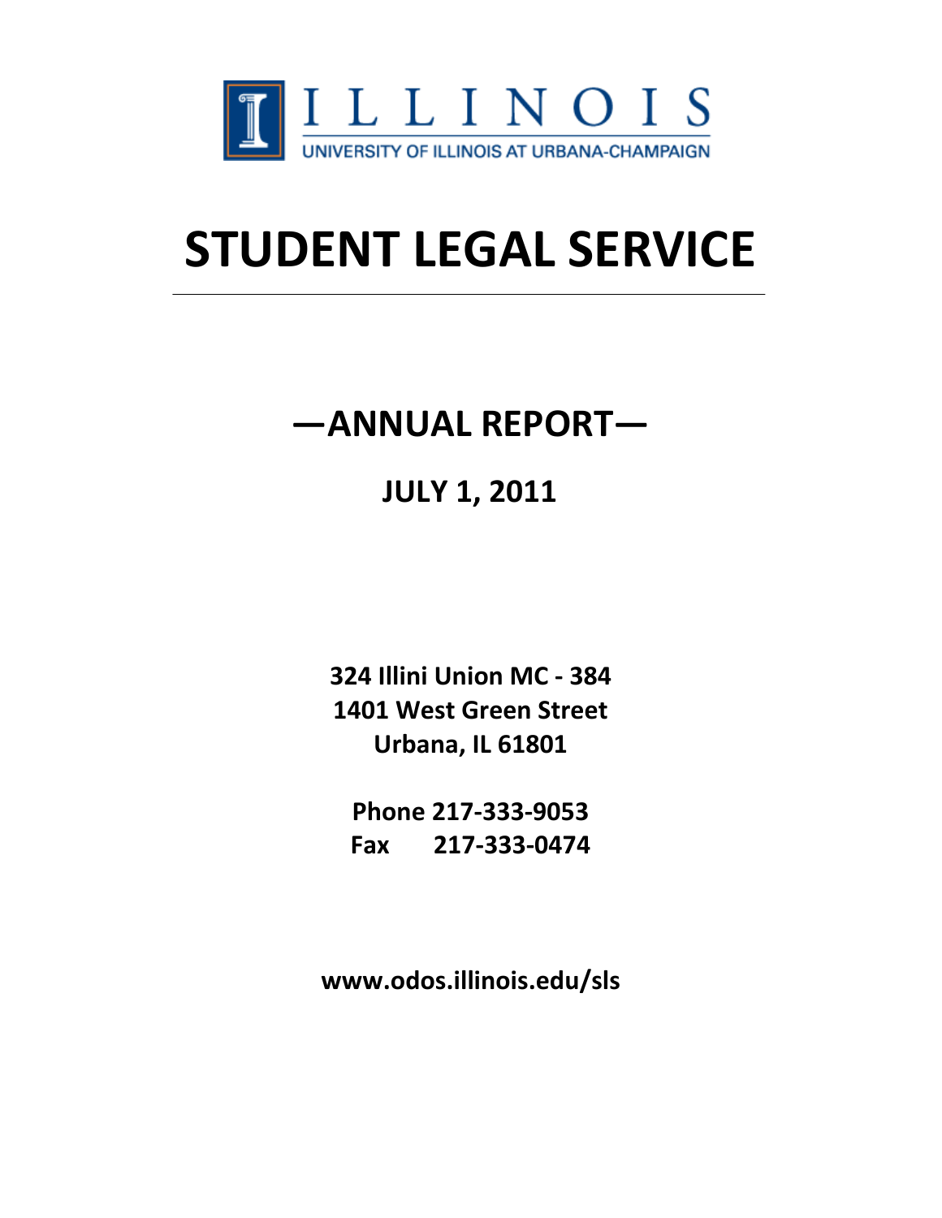ILLINOIS

UNIVERSITY OF ILLINOIS AT URBANA-CHAMPAIGN

# STUDENT LEGAL SERVICE

## —ANNUAL REPORT—

### JULY 1, 2011

**324 Illini Union MC - 384**
**1401 West Green Street**
**Urbana, IL 61801**

**Phone 217-333-9053**
**Fax 217-333-0474**

**www.odos.illinois.edu/sls**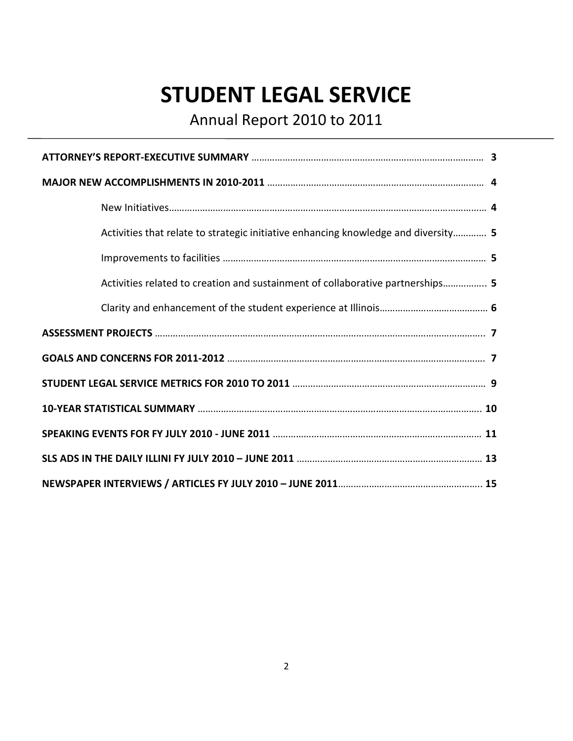# STUDENT LEGAL SERVICE

## Annual Report 2010 to 2011

---

**ATTORNEY'S REPORT-EXECUTIVE SUMMARY** ........................................................................................ **3**

**MAJOR NEW ACCOMPLISHMENTS IN 2010-2011** .................................................................................. **4**

- New Initiatives........................................................................................................................ **4**
- Activities that relate to strategic initiative enhancing knowledge and diversity............. **5**
- Improvements to facilities ..................................................................................................... **5**
- Activities related to creation and sustainment of collaborative partnerships................. **5**
- Clarity and enhancement of the student experience at Illinois......................................... **6**

**ASSESSMENT PROJECTS** ............................................................................................................................ **7**

**GOALS AND CONCERNS FOR 2011-2012** .................................................................................................. **7**

**STUDENT LEGAL SERVICE METRICS FOR 2010 TO 2011** .......................................................................... **9**

**10-YEAR STATISTICAL SUMMARY** ............................................................................................................ **10**

**SPEAKING EVENTS FOR FY JULY 2010 - JUNE 2011** ................................................................................ **11**

**SLS ADS IN THE DAILY ILLINI FY JULY 2010 – JUNE 2011** ....................................................................... **13**

**NEWSPAPER INTERVIEWS / ARTICLES FY JULY 2010 – JUNE 2011**...................................................... **15**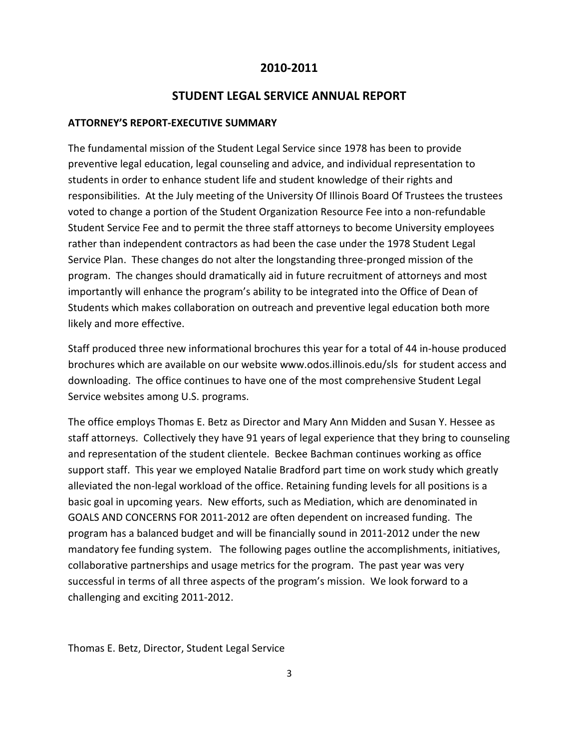# 2010-2011

# STUDENT LEGAL SERVICE ANNUAL REPORT

**ATTORNEY'S REPORT-EXECUTIVE SUMMARY**

The fundamental mission of the Student Legal Service since 1978 has been to provide preventive legal education, legal counseling and advice, and individual representation to students in order to enhance student life and student knowledge of their rights and responsibilities. At the July meeting of the University Of Illinois Board Of Trustees the trustees voted to change a portion of the Student Organization Resource Fee into a non-refundable Student Service Fee and to permit the three staff attorneys to become University employees rather than independent contractors as had been the case under the 1978 Student Legal Service Plan. These changes do not alter the longstanding three-pronged mission of the program. The changes should dramatically aid in future recruitment of attorneys and most importantly will enhance the program's ability to be integrated into the Office of Dean of Students which makes collaboration on outreach and preventive legal education both more likely and more effective.

Staff produced three new informational brochures this year for a total of 44 in-house produced brochures which are available on our website www.odos.illinois.edu/sls for student access and downloading. The office continues to have one of the most comprehensive Student Legal Service websites among U.S. programs.

The office employs Thomas E. Betz as Director and Mary Ann Midden and Susan Y. Hessee as staff attorneys. Collectively they have 91 years of legal experience that they bring to counseling and representation of the student clientele. Beckee Bachman continues working as office support staff. This year we employed Natalie Bradford part time on work study which greatly alleviated the non-legal workload of the office. Retaining funding levels for all positions is a basic goal in upcoming years. New efforts, such as Mediation, which are denominated in GOALS AND CONCERNS FOR 2011-2012 are often dependent on increased funding. The program has a balanced budget and will be financially sound in 2011-2012 under the new mandatory fee funding system. The following pages outline the accomplishments, initiatives, collaborative partnerships and usage metrics for the program. The past year was very successful in terms of all three aspects of the program's mission. We look forward to a challenging and exciting 2011-2012.

Thomas E. Betz, Director, Student Legal Service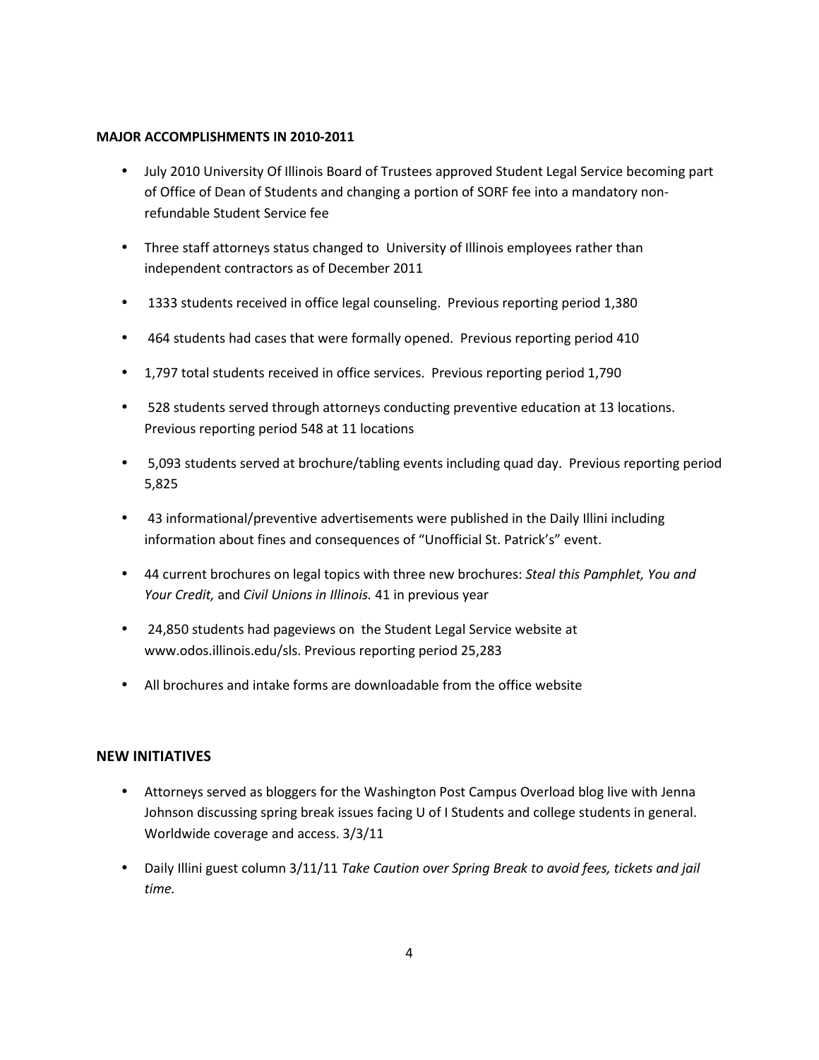**MAJOR ACCOMPLISHMENTS IN 2010-2011**

- July 2010 University Of Illinois Board of Trustees approved Student Legal Service becoming part of Office of Dean of Students and changing a portion of SORF fee into a mandatory non-refundable Student Service fee
- Three staff attorneys status changed to University of Illinois employees rather than independent contractors as of December 2011
- 1333 students received in office legal counseling. Previous reporting period 1,380
- 464 students had cases that were formally opened. Previous reporting period 410
- 1,797 total students received in office services. Previous reporting period 1,790
- 528 students served through attorneys conducting preventive education at 13 locations. Previous reporting period 548 at 11 locations
- 5,093 students served at brochure/tabling events including quad day. Previous reporting period 5,825
- 43 informational/preventive advertisements were published in the Daily Illini including information about fines and consequences of "Unofficial St. Patrick's" event.
- 44 current brochures on legal topics with three new brochures: *Steal this Pamphlet, You and Your Credit,* and *Civil Unions in Illinois.* 41 in previous year
- 24,850 students had pageviews on the Student Legal Service website at www.odos.illinois.edu/sls. Previous reporting period 25,283
- All brochures and intake forms are downloadable from the office website

## NEW INITIATIVES

- Attorneys served as bloggers for the Washington Post Campus Overload blog live with Jenna Johnson discussing spring break issues facing U of I Students and college students in general. Worldwide coverage and access. 3/3/11
- Daily Illini guest column 3/11/11 *Take Caution over Spring Break to avoid fees, tickets and jail time.*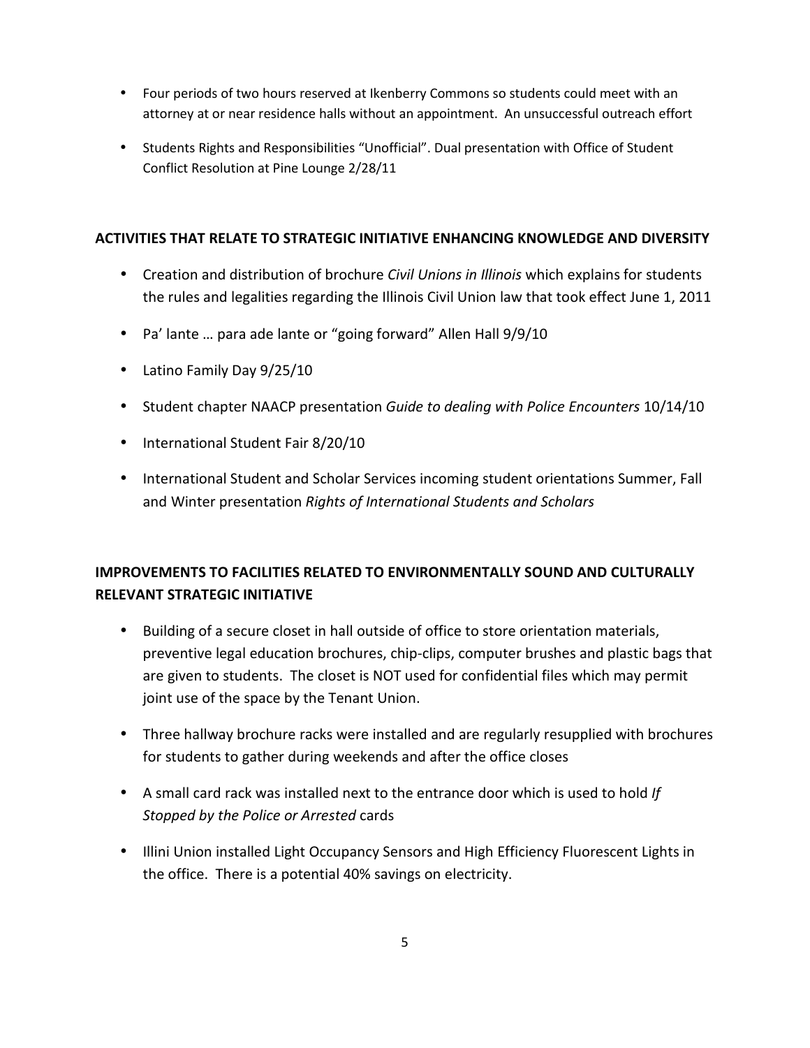- Four periods of two hours reserved at Ikenberry Commons so students could meet with an attorney at or near residence halls without an appointment. An unsuccessful outreach effort
- Students Rights and Responsibilities "Unofficial". Dual presentation with Office of Student Conflict Resolution at Pine Lounge 2/28/11

**ACTIVITIES THAT RELATE TO STRATEGIC INITIATIVE ENHANCING KNOWLEDGE AND DIVERSITY**

- Creation and distribution of brochure *Civil Unions in Illinois* which explains for students the rules and legalities regarding the Illinois Civil Union law that took effect June 1, 2011
- Pa' lante … para ade lante or "going forward" Allen Hall 9/9/10
- Latino Family Day 9/25/10
- Student chapter NAACP presentation *Guide to dealing with Police Encounters* 10/14/10
- International Student Fair 8/20/10
- International Student and Scholar Services incoming student orientations Summer, Fall and Winter presentation *Rights of International Students and Scholars*

**IMPROVEMENTS TO FACILITIES RELATED TO ENVIRONMENTALLY SOUND AND CULTURALLY RELEVANT STRATEGIC INITIATIVE**

- Building of a secure closet in hall outside of office to store orientation materials, preventive legal education brochures, chip-clips, computer brushes and plastic bags that are given to students. The closet is NOT used for confidential files which may permit joint use of the space by the Tenant Union.
- Three hallway brochure racks were installed and are regularly resupplied with brochures for students to gather during weekends and after the office closes
- A small card rack was installed next to the entrance door which is used to hold *If Stopped by the Police or Arrested* cards
- Illini Union installed Light Occupancy Sensors and High Efficiency Fluorescent Lights in the office. There is a potential 40% savings on electricity.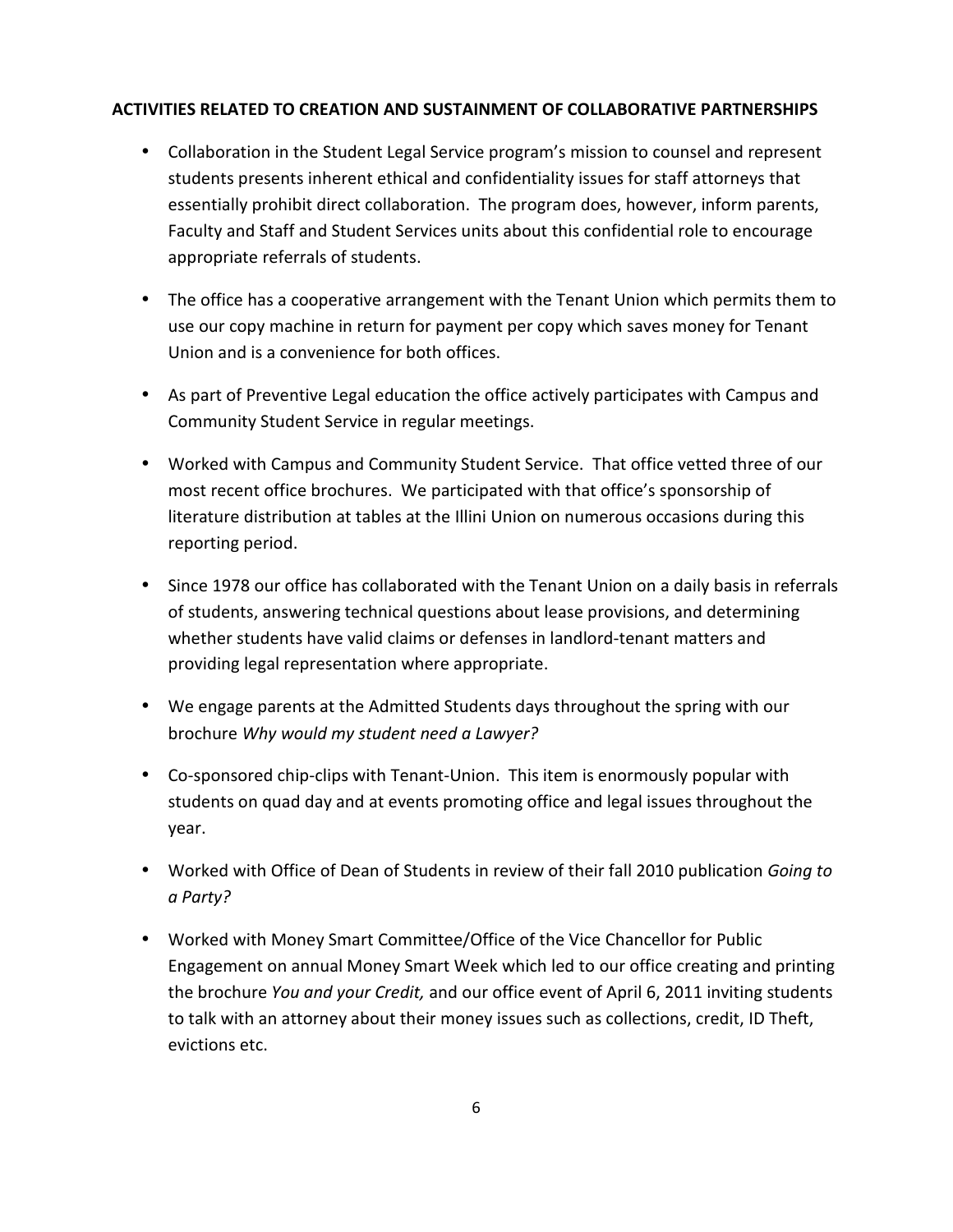**ACTIVITIES RELATED TO CREATION AND SUSTAINMENT OF COLLABORATIVE PARTNERSHIPS**

- Collaboration in the Student Legal Service program's mission to counsel and represent students presents inherent ethical and confidentiality issues for staff attorneys that essentially prohibit direct collaboration. The program does, however, inform parents, Faculty and Staff and Student Services units about this confidential role to encourage appropriate referrals of students.

- The office has a cooperative arrangement with the Tenant Union which permits them to use our copy machine in return for payment per copy which saves money for Tenant Union and is a convenience for both offices.

- As part of Preventive Legal education the office actively participates with Campus and Community Student Service in regular meetings.

- Worked with Campus and Community Student Service. That office vetted three of our most recent office brochures. We participated with that office's sponsorship of literature distribution at tables at the Illini Union on numerous occasions during this reporting period.

- Since 1978 our office has collaborated with the Tenant Union on a daily basis in referrals of students, answering technical questions about lease provisions, and determining whether students have valid claims or defenses in landlord-tenant matters and providing legal representation where appropriate.

- We engage parents at the Admitted Students days throughout the spring with our brochure *Why would my student need a Lawyer?*

- Co-sponsored chip-clips with Tenant-Union. This item is enormously popular with students on quad day and at events promoting office and legal issues throughout the year.

- Worked with Office of Dean of Students in review of their fall 2010 publication *Going to a Party?*

- Worked with Money Smart Committee/Office of the Vice Chancellor for Public Engagement on annual Money Smart Week which led to our office creating and printing the brochure *You and your Credit,* and our office event of April 6, 2011 inviting students to talk with an attorney about their money issues such as collections, credit, ID Theft, evictions etc.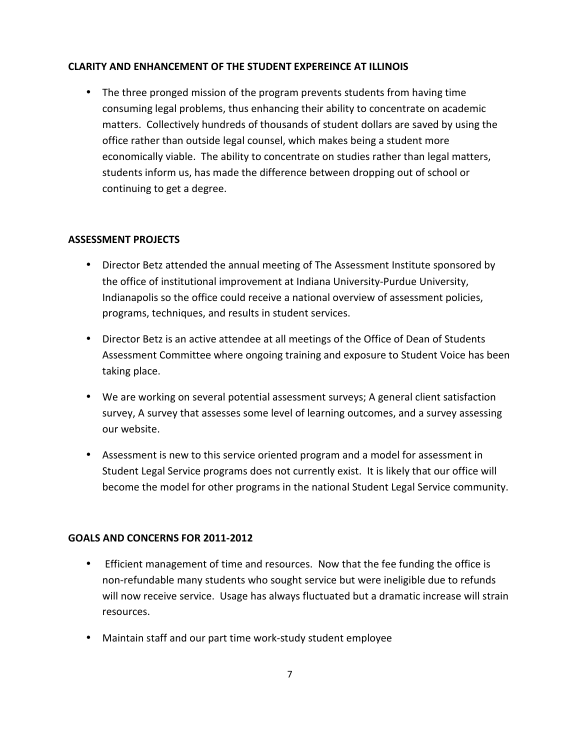## CLARITY AND ENHANCEMENT OF THE STUDENT EXPEREINCE AT ILLINOIS

- The three pronged mission of the program prevents students from having time consuming legal problems, thus enhancing their ability to concentrate on academic matters. Collectively hundreds of thousands of student dollars are saved by using the office rather than outside legal counsel, which makes being a student more economically viable. The ability to concentrate on studies rather than legal matters, students inform us, has made the difference between dropping out of school or continuing to get a degree.

## ASSESSMENT PROJECTS

- Director Betz attended the annual meeting of The Assessment Institute sponsored by the office of institutional improvement at Indiana University-Purdue University, Indianapolis so the office could receive a national overview of assessment policies, programs, techniques, and results in student services.
- Director Betz is an active attendee at all meetings of the Office of Dean of Students Assessment Committee where ongoing training and exposure to Student Voice has been taking place.
- We are working on several potential assessment surveys; A general client satisfaction survey, A survey that assesses some level of learning outcomes, and a survey assessing our website.
- Assessment is new to this service oriented program and a model for assessment in Student Legal Service programs does not currently exist. It is likely that our office will become the model for other programs in the national Student Legal Service community.

## GOALS AND CONCERNS FOR 2011-2012

- Efficient management of time and resources. Now that the fee funding the office is non-refundable many students who sought service but were ineligible due to refunds will now receive service. Usage has always fluctuated but a dramatic increase will strain resources.
- Maintain staff and our part time work-study student employee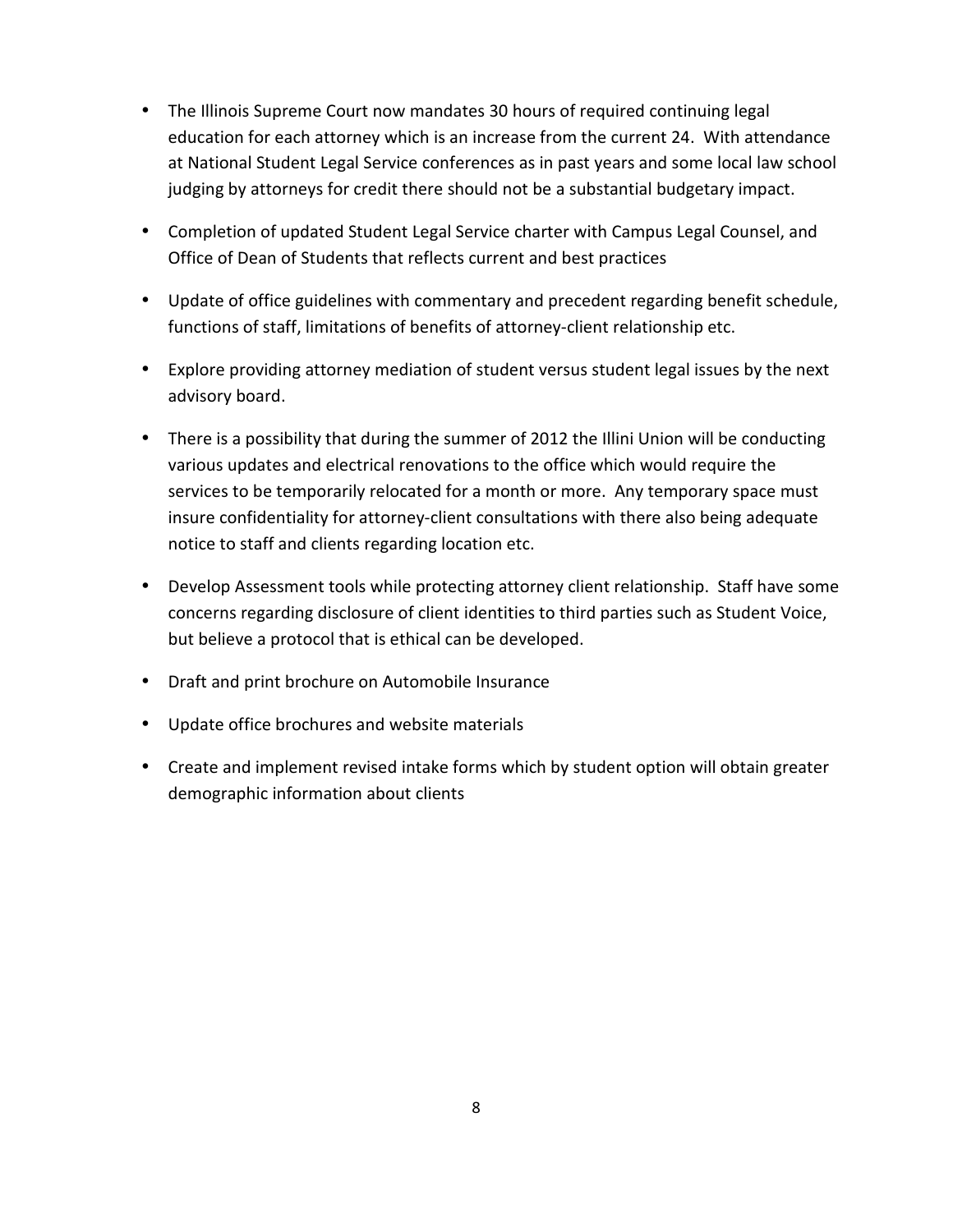- The Illinois Supreme Court now mandates 30 hours of required continuing legal education for each attorney which is an increase from the current 24. With attendance at National Student Legal Service conferences as in past years and some local law school judging by attorneys for credit there should not be a substantial budgetary impact.
- Completion of updated Student Legal Service charter with Campus Legal Counsel, and Office of Dean of Students that reflects current and best practices
- Update of office guidelines with commentary and precedent regarding benefit schedule, functions of staff, limitations of benefits of attorney-client relationship etc.
- Explore providing attorney mediation of student versus student legal issues by the next advisory board.
- There is a possibility that during the summer of 2012 the Illini Union will be conducting various updates and electrical renovations to the office which would require the services to be temporarily relocated for a month or more. Any temporary space must insure confidentiality for attorney-client consultations with there also being adequate notice to staff and clients regarding location etc.
- Develop Assessment tools while protecting attorney client relationship. Staff have some concerns regarding disclosure of client identities to third parties such as Student Voice, but believe a protocol that is ethical can be developed.
- Draft and print brochure on Automobile Insurance
- Update office brochures and website materials
- Create and implement revised intake forms which by student option will obtain greater demographic information about clients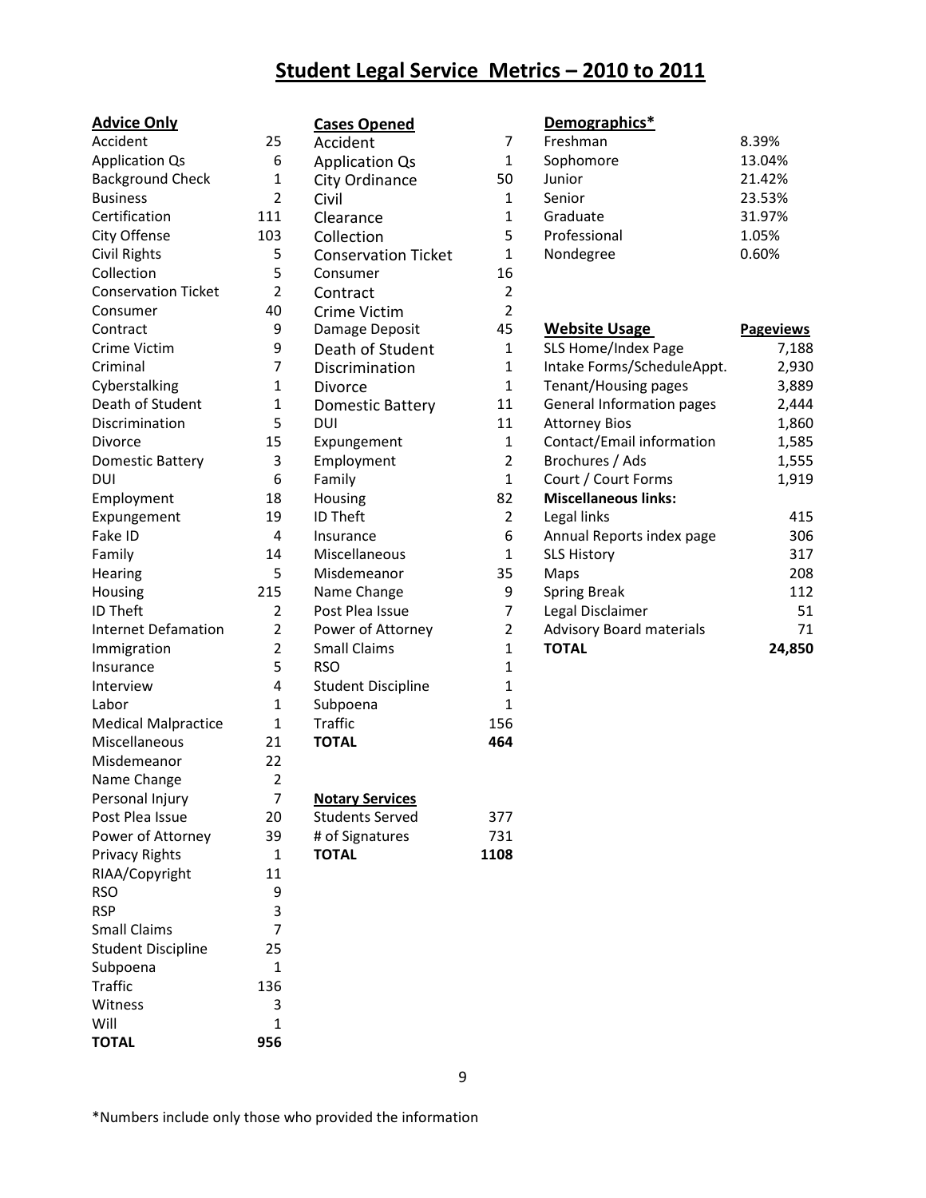# Student Legal Service Metrics – 2010 to 2011

**Advice Only**

| Advice Only | |
|---|---|
| Accident | 25 |
| Application Qs | 6 |
| Background Check | 1 |
| Business | 2 |
| Certification | 111 |
| City Offense | 103 |
| Civil Rights | 5 |
| Collection | 5 |
| Conservation Ticket | 2 |
| Consumer | 40 |
| Contract | 9 |
| Crime Victim | 9 |
| Criminal | 7 |
| Cyberstalking | 1 |
| Death of Student | 1 |
| Discrimination | 5 |
| Divorce | 15 |
| Domestic Battery | 3 |
| DUI | 6 |
| Employment | 18 |
| Expungement | 19 |
| Fake ID | 4 |
| Family | 14 |
| Hearing | 5 |
| Housing | 215 |
| ID Theft | 2 |
| Internet Defamation | 2 |
| Immigration | 2 |
| Insurance | 5 |
| Interview | 4 |
| Labor | 1 |
| Medical Malpractice | 1 |
| Miscellaneous | 21 |
| Misdemeanor | 22 |
| Name Change | 2 |
| Personal Injury | 7 |
| Post Plea Issue | 20 |
| Power of Attorney | 39 |
| Privacy Rights | 1 |
| RIAA/Copyright | 11 |
| RSO | 9 |
| RSP | 3 |
| Small Claims | 7 |
| Student Discipline | 25 |
| Subpoena | 1 |
| Traffic | 136 |
| Witness | 3 |
| Will | 1 |
| **TOTAL** | **956** |

**Cases Opened**

| Cases Opened | |
|---|---|
| Accident | 7 |
| Application Qs | 1 |
| City Ordinance | 50 |
| Civil | 1 |
| Clearance | 1 |
| Collection | 5 |
| Conservation Ticket | 1 |
| Consumer | 16 |
| Contract | 2 |
| Crime Victim | 2 |
| Damage Deposit | 45 |
| Death of Student | 1 |
| Discrimination | 1 |
| Divorce | 1 |
| Domestic Battery | 11 |
| DUI | 11 |
| Expungement | 1 |
| Employment | 2 |
| Family | 1 |
| Housing | 82 |
| ID Theft | 2 |
| Insurance | 6 |
| Miscellaneous | 1 |
| Misdemeanor | 35 |
| Name Change | 9 |
| Post Plea Issue | 7 |
| Power of Attorney | 2 |
| Small Claims | 1 |
| RSO | 1 |
| Student Discipline | 1 |
| Subpoena | 1 |
| Traffic | 156 |
| **TOTAL** | **464** |

**Notary Services**

| Notary Services | |
|---|---|
| Students Served | 377 |
| # of Signatures | 731 |
| **TOTAL** | **1108** |

**Demographics***

| Demographics* | |
|---|---|
| Freshman | 8.39% |
| Sophomore | 13.04% |
| Junior | 21.42% |
| Senior | 23.53% |
| Graduate | 31.97% |
| Professional | 1.05% |
| Nondegree | 0.60% |

| **Website Usage** | **Pageviews** |
|---|---|
| SLS Home/Index Page | 7,188 |
| Intake Forms/ScheduleAppt. | 2,930 |
| Tenant/Housing pages | 3,889 |
| General Information pages | 2,444 |
| Attorney Bios | 1,860 |
| Contact/Email information | 1,585 |
| Brochures / Ads | 1,555 |
| Court / Court Forms | 1,919 |
| **Miscellaneous links:** | |
| Legal links | 415 |
| Annual Reports index page | 306 |
| SLS History | 317 |
| Maps | 208 |
| Spring Break | 112 |
| Legal Disclaimer | 51 |
| Advisory Board materials | 71 |
| **TOTAL** | **24,850** |

*Numbers include only those who provided the information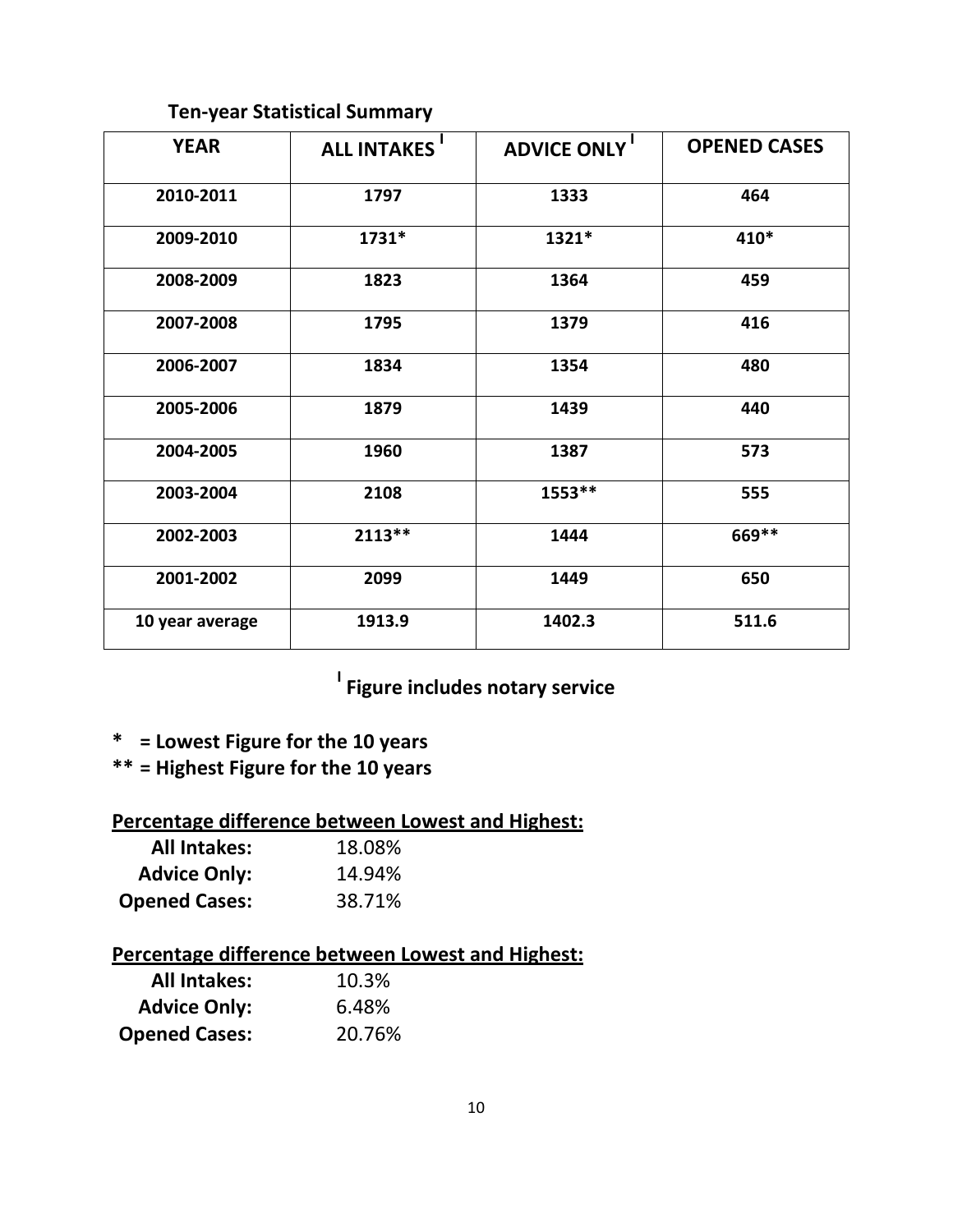## Ten-year Statistical Summary

| YEAR | ALL INTAKES [I] | ADVICE ONLY [I] | OPENED CASES |
|---|---|---|---|
| 2010-2011 | 1797 | 1333 | 464 |
| 2009-2010 | 1731* | 1321* | 410* |
| 2008-2009 | 1823 | 1364 | 459 |
| 2007-2008 | 1795 | 1379 | 416 |
| 2006-2007 | 1834 | 1354 | 480 |
| 2005-2006 | 1879 | 1439 | 440 |
| 2004-2005 | 1960 | 1387 | 573 |
| 2003-2004 | 2108 | 1553** | 555 |
| 2002-2003 | 2113** | 1444 | 669** |
| 2001-2002 | 2099 | 1449 | 650 |
| 10 year average | 1913.9 | 1402.3 | 511.6 |

**[I] Figure includes notary service**

**\* = Lowest Figure for the 10 years**
**\*\* = Highest Figure for the 10 years**

**Percentage difference between Lowest and Highest:**

**All Intakes:** 18.08%
**Advice Only:** 14.94%
**Opened Cases:** 38.71%

**Percentage difference between Lowest and Highest:**

**All Intakes:** 10.3%
**Advice Only:** 6.48%
**Opened Cases:** 20.76%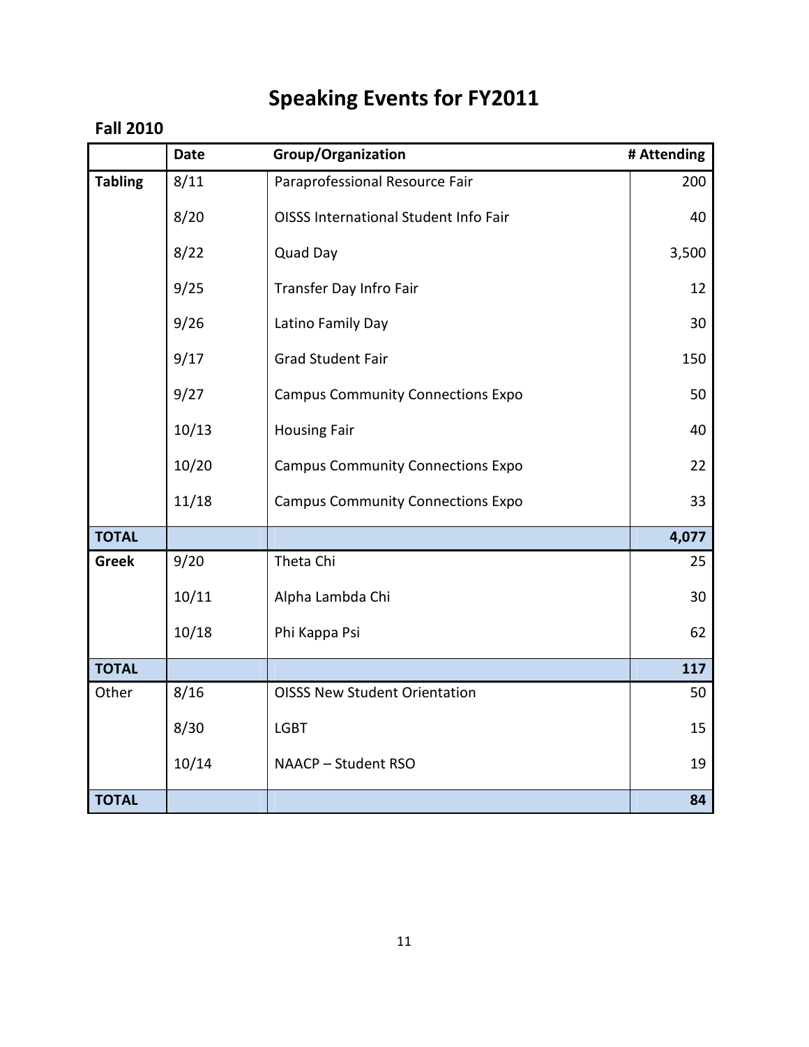# Speaking Events for FY2011

## Fall 2010

| | Date | Group/Organization | # Attending |
|---|---|---|---|
| **Tabling** | 8/11 | Paraprofessional Resource Fair | 200 |
| | 8/20 | OISSS International Student Info Fair | 40 |
| | 8/22 | Quad Day | 3,500 |
| | 9/25 | Transfer Day Infro Fair | 12 |
| | 9/26 | Latino Family Day | 30 |
| | 9/17 | Grad Student Fair | 150 |
| | 9/27 | Campus Community Connections Expo | 50 |
| | 10/13 | Housing Fair | 40 |
| | 10/20 | Campus Community Connections Expo | 22 |
| | 11/18 | Campus Community Connections Expo | 33 |
| **TOTAL** | | | **4,077** |
| **Greek** | 9/20 | Theta Chi | 25 |
| | 10/11 | Alpha Lambda Chi | 30 |
| | 10/18 | Phi Kappa Psi | 62 |
| **TOTAL** | | | **117** |
| Other | 8/16 | OISSS New Student Orientation | 50 |
| | 8/30 | LGBT | 15 |
| | 10/14 | NAACP – Student RSO | 19 |
| **TOTAL** | | | **84** |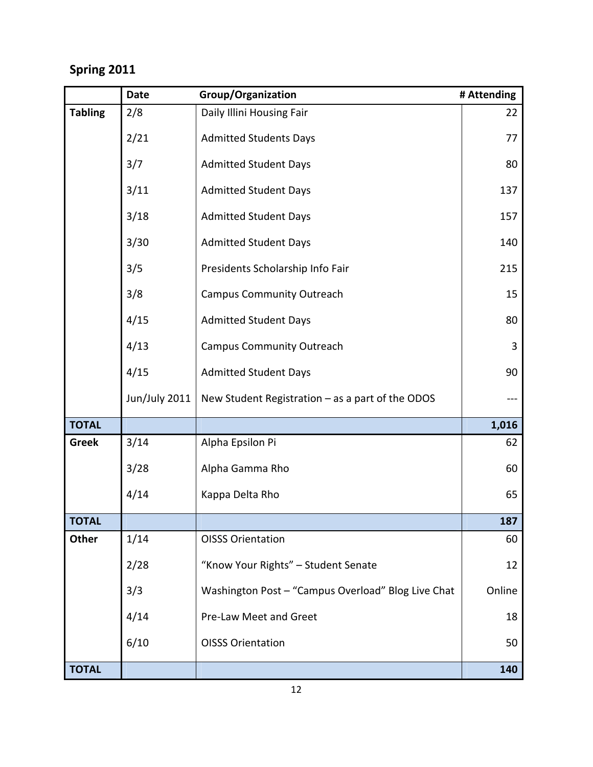## Spring 2011

| | Date | Group/Organization | # Attending |
|---|---|---|---|
| **Tabling** | 2/8 | Daily Illini Housing Fair | 22 |
| | 2/21 | Admitted Students Days | 77 |
| | 3/7 | Admitted Student Days | 80 |
| | 3/11 | Admitted Student Days | 137 |
| | 3/18 | Admitted Student Days | 157 |
| | 3/30 | Admitted Student Days | 140 |
| | 3/5 | Presidents Scholarship Info Fair | 215 |
| | 3/8 | Campus Community Outreach | 15 |
| | 4/15 | Admitted Student Days | 80 |
| | 4/13 | Campus Community Outreach | 3 |
| | 4/15 | Admitted Student Days | 90 |
| | Jun/July 2011 | New Student Registration – as a part of the ODOS | --- |
| **TOTAL** | | | **1,016** |
| **Greek** | 3/14 | Alpha Epsilon Pi | 62 |
| | 3/28 | Alpha Gamma Rho | 60 |
| | 4/14 | Kappa Delta Rho | 65 |
| **TOTAL** | | | **187** |
| **Other** | 1/14 | OISSS Orientation | 60 |
| | 2/28 | "Know Your Rights" – Student Senate | 12 |
| | 3/3 | Washington Post – "Campus Overload" Blog Live Chat | Online |
| | 4/14 | Pre-Law Meet and Greet | 18 |
| | 6/10 | OISSS Orientation | 50 |
| **TOTAL** | | | **140** |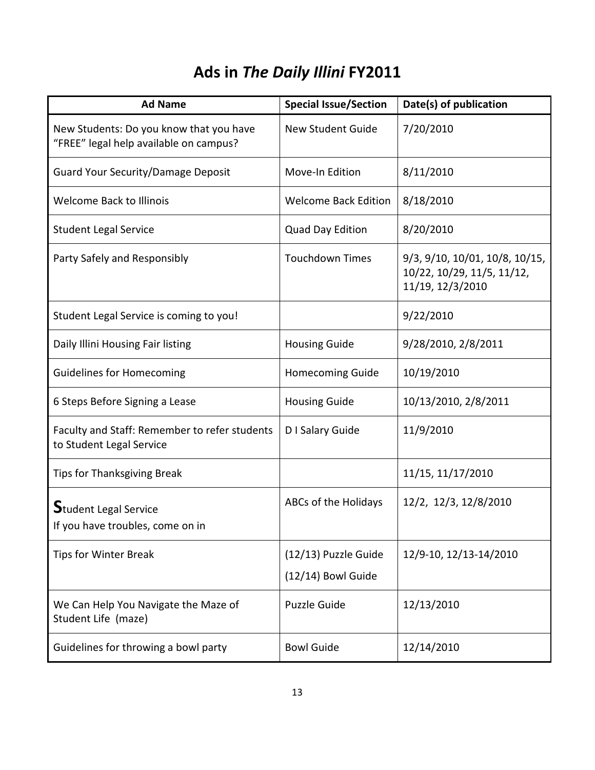# Ads in *The Daily Illini* FY2011

| Ad Name | Special Issue/Section | Date(s) of publication |
|---|---|---|
| New Students: Do you know that you have "FREE" legal help available on campus? | New Student Guide | 7/20/2010 |
| Guard Your Security/Damage Deposit | Move-In Edition | 8/11/2010 |
| Welcome Back to Illinois | Welcome Back Edition | 8/18/2010 |
| Student Legal Service | Quad Day Edition | 8/20/2010 |
| Party Safely and Responsibly | Touchdown Times | 9/3, 9/10, 10/01, 10/8, 10/15, 10/22, 10/29, 11/5, 11/12, 11/19, 12/3/2010 |
| Student Legal Service is coming to you! | | 9/22/2010 |
| Daily Illini Housing Fair listing | Housing Guide | 9/28/2010, 2/8/2011 |
| Guidelines for Homecoming | Homecoming Guide | 10/19/2010 |
| 6 Steps Before Signing a Lease | Housing Guide | 10/13/2010, 2/8/2011 |
| Faculty and Staff: Remember to refer students to Student Legal Service | D I Salary Guide | 11/9/2010 |
| Tips for Thanksgiving Break | | 11/15, 11/17/2010 |
| **S**tudent Legal Service If you have troubles, come on in | ABCs of the Holidays | 12/2, 12/3, 12/8/2010 |
| Tips for Winter Break | (12/13) Puzzle Guide (12/14) Bowl Guide | 12/9-10, 12/13-14/2010 |
| We Can Help You Navigate the Maze of Student Life (maze) | Puzzle Guide | 12/13/2010 |
| Guidelines for throwing a bowl party | Bowl Guide | 12/14/2010 |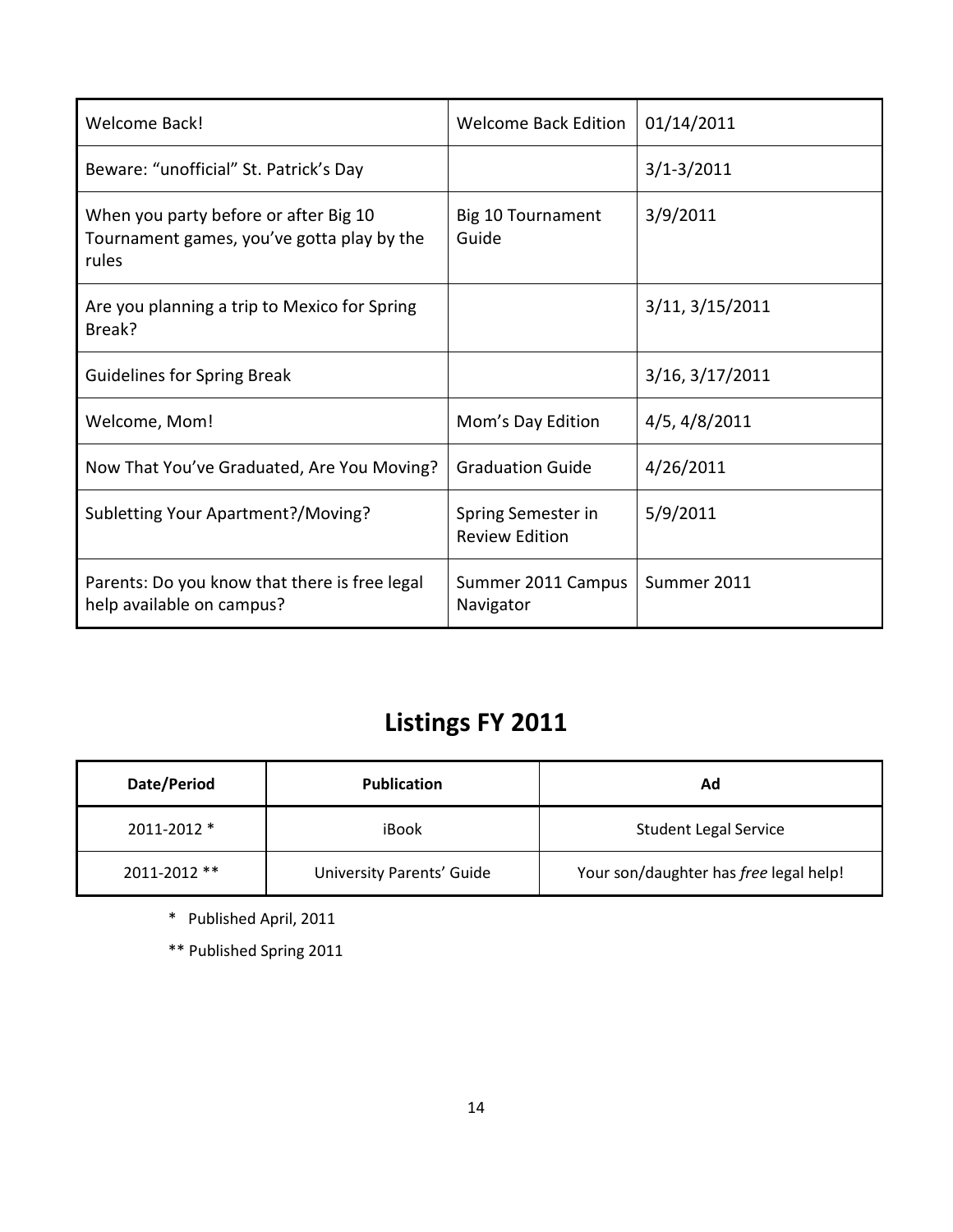| | | |
|---|---|---|
| Welcome Back! | Welcome Back Edition | 01/14/2011 |
| Beware: "unofficial" St. Patrick's Day | | 3/1-3/2011 |
| When you party before or after Big 10 Tournament games, you've gotta play by the rules | Big 10 Tournament Guide | 3/9/2011 |
| Are you planning a trip to Mexico for Spring Break? | | 3/11, 3/15/2011 |
| Guidelines for Spring Break | | 3/16, 3/17/2011 |
| Welcome, Mom! | Mom's Day Edition | 4/5, 4/8/2011 |
| Now That You've Graduated, Are You Moving? | Graduation Guide | 4/26/2011 |
| Subletting Your Apartment?/Moving? | Spring Semester in Review Edition | 5/9/2011 |
| Parents: Do you know that there is free legal help available on campus? | Summer 2011 Campus Navigator | Summer 2011 |

## Listings FY 2011

| Date/Period | Publication | Ad |
|---|---|---|
| 2011-2012 * | iBook | Student Legal Service |
| 2011-2012 ** | University Parents' Guide | Your son/daughter has *free* legal help! |

\* Published April, 2011

** Published Spring 2011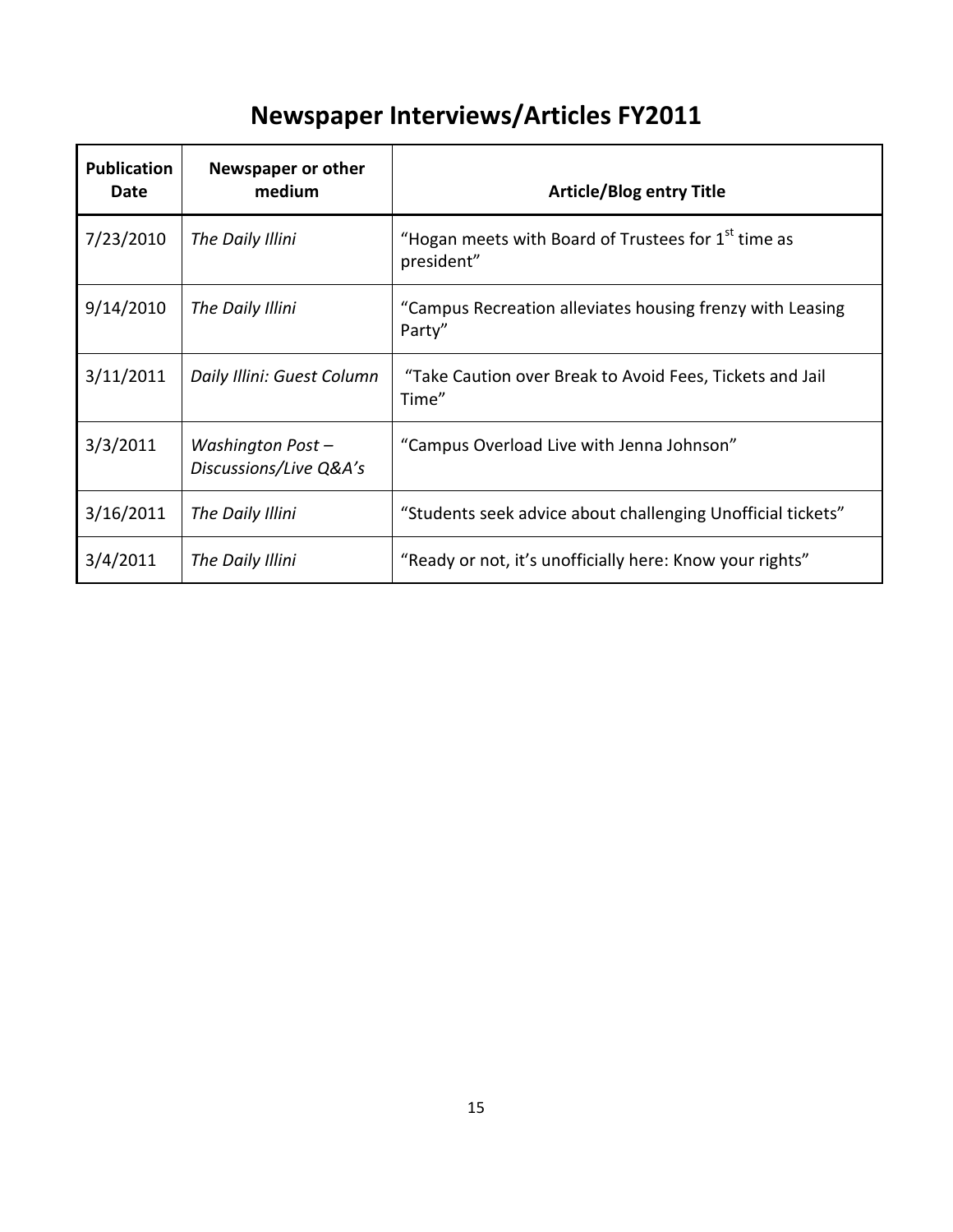# Newspaper Interviews/Articles FY2011

| Publication Date | Newspaper or other medium | Article/Blog entry Title |
|---|---|---|
| 7/23/2010 | *The Daily Illini* | "Hogan meets with Board of Trustees for 1st time as president" |
| 9/14/2010 | *The Daily Illini* | "Campus Recreation alleviates housing frenzy with Leasing Party" |
| 3/11/2011 | *Daily Illini: Guest Column* | "Take Caution over Break to Avoid Fees, Tickets and Jail Time" |
| 3/3/2011 | *Washington Post – Discussions/Live Q&A's* | "Campus Overload Live with Jenna Johnson" |
| 3/16/2011 | *The Daily Illini* | "Students seek advice about challenging Unofficial tickets" |
| 3/4/2011 | *The Daily Illini* | "Ready or not, it's unofficially here: Know your rights" |